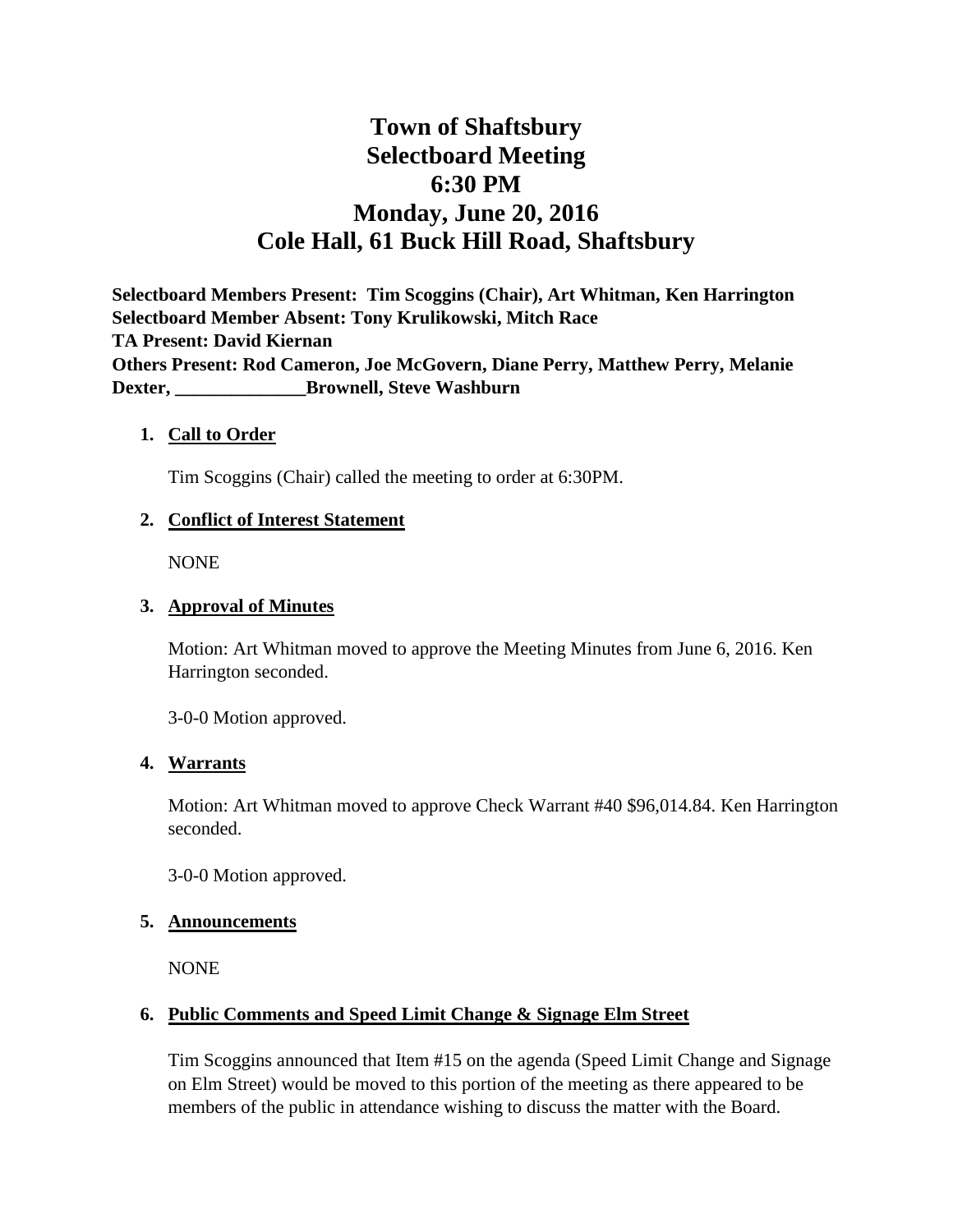# Town of Shaftsbury
# Selectboard Meeting
# 6:30 PM
# Monday, June 20, 2016
# Cole Hall, 61 Buck Hill Road, Shaftsbury

**Selectboard Members Present: Tim Scoggins (Chair), Art Whitman, Ken Harrington**
**Selectboard Member Absent: Tony Krulikowski, Mitch Race**
**TA Present: David Kiernan**
**Others Present: Rod Cameron, Joe McGovern, Diane Perry, Matthew Perry, Melanie Dexter, ______________Brownell, Steve Washburn**

1. **Call to Order**

   Tim Scoggins (Chair) called the meeting to order at 6:30PM.

2. **Conflict of Interest Statement**

   NONE

3. **Approval of Minutes**

   Motion: Art Whitman moved to approve the Meeting Minutes from June 6, 2016. Ken Harrington seconded.

   3-0-0 Motion approved.

4. **Warrants**

   Motion: Art Whitman moved to approve Check Warrant #40 $96,014.84. Ken Harrington seconded.

   3-0-0 Motion approved.

5. **Announcements**

   NONE

6. **Public Comments and Speed Limit Change & Signage Elm Street**

   Tim Scoggins announced that Item #15 on the agenda (Speed Limit Change and Signage on Elm Street) would be moved to this portion of the meeting as there appeared to be members of the public in attendance wishing to discuss the matter with the Board.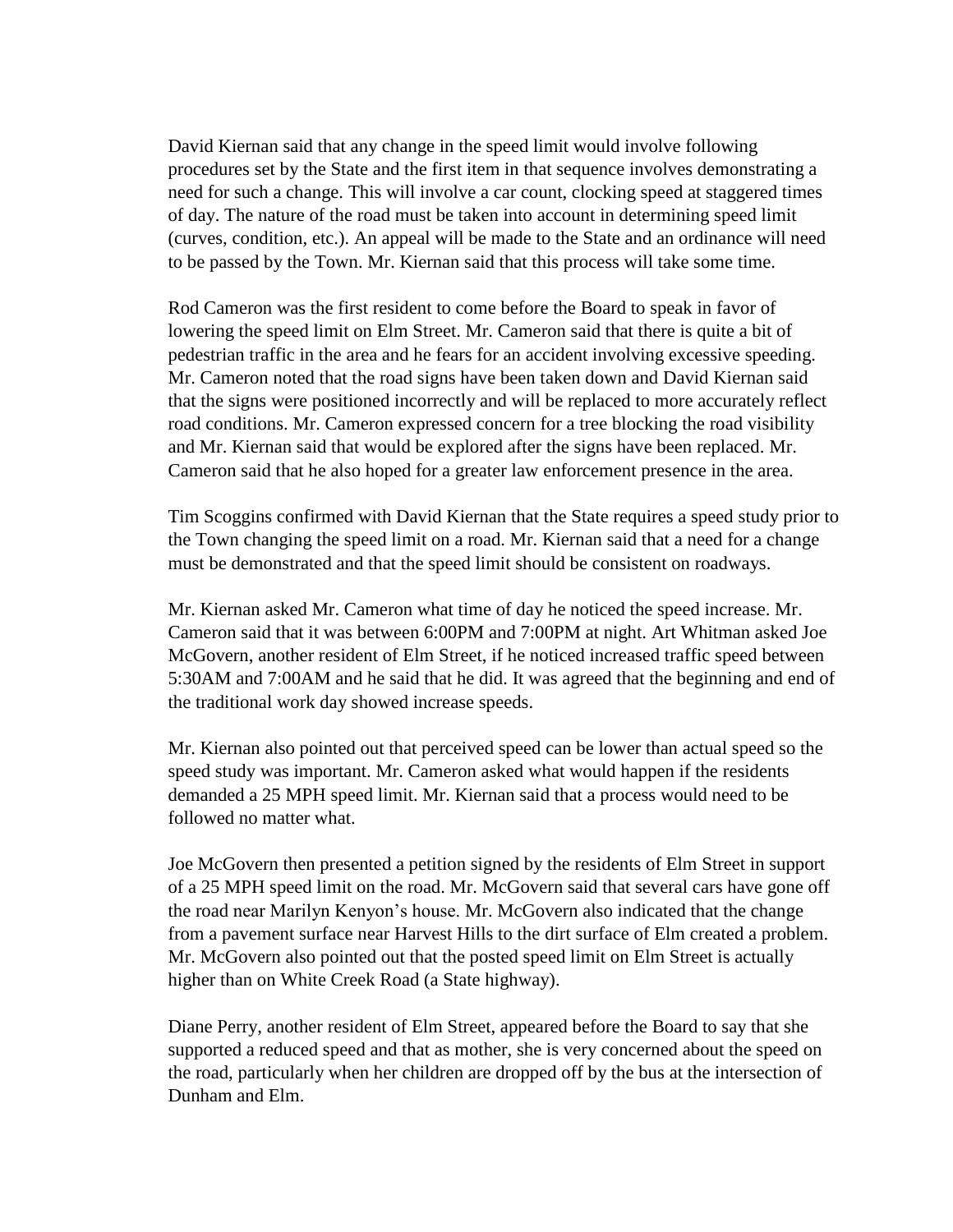David Kiernan said that any change in the speed limit would involve following procedures set by the State and the first item in that sequence involves demonstrating a need for such a change. This will involve a car count, clocking speed at staggered times of day. The nature of the road must be taken into account in determining speed limit (curves, condition, etc.). An appeal will be made to the State and an ordinance will need to be passed by the Town. Mr. Kiernan said that this process will take some time.

Rod Cameron was the first resident to come before the Board to speak in favor of lowering the speed limit on Elm Street. Mr. Cameron said that there is quite a bit of pedestrian traffic in the area and he fears for an accident involving excessive speeding. Mr. Cameron noted that the road signs have been taken down and David Kiernan said that the signs were positioned incorrectly and will be replaced to more accurately reflect road conditions. Mr. Cameron expressed concern for a tree blocking the road visibility and Mr. Kiernan said that would be explored after the signs have been replaced. Mr. Cameron said that he also hoped for a greater law enforcement presence in the area.

Tim Scoggins confirmed with David Kiernan that the State requires a speed study prior to the Town changing the speed limit on a road. Mr. Kiernan said that a need for a change must be demonstrated and that the speed limit should be consistent on roadways.

Mr. Kiernan asked Mr. Cameron what time of day he noticed the speed increase. Mr. Cameron said that it was between 6:00PM and 7:00PM at night. Art Whitman asked Joe McGovern, another resident of Elm Street, if he noticed increased traffic speed between 5:30AM and 7:00AM and he said that he did. It was agreed that the beginning and end of the traditional work day showed increase speeds.

Mr. Kiernan also pointed out that perceived speed can be lower than actual speed so the speed study was important. Mr. Cameron asked what would happen if the residents demanded a 25 MPH speed limit. Mr. Kiernan said that a process would need to be followed no matter what.

Joe McGovern then presented a petition signed by the residents of Elm Street in support of a 25 MPH speed limit on the road. Mr. McGovern said that several cars have gone off the road near Marilyn Kenyon's house. Mr. McGovern also indicated that the change from a pavement surface near Harvest Hills to the dirt surface of Elm created a problem. Mr. McGovern also pointed out that the posted speed limit on Elm Street is actually higher than on White Creek Road (a State highway).

Diane Perry, another resident of Elm Street, appeared before the Board to say that she supported a reduced speed and that as mother, she is very concerned about the speed on the road, particularly when her children are dropped off by the bus at the intersection of Dunham and Elm.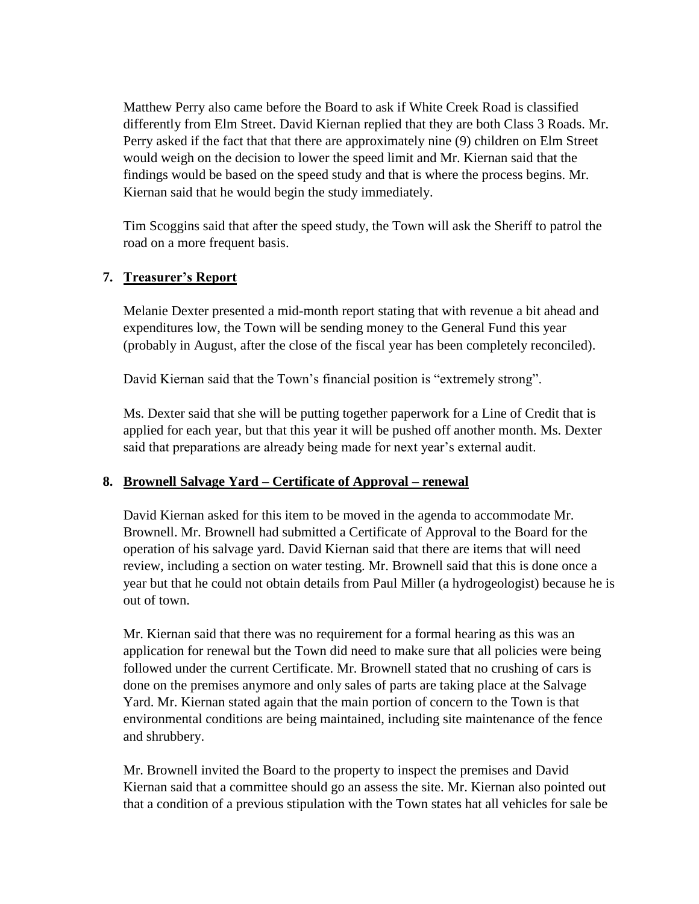Matthew Perry also came before the Board to ask if White Creek Road is classified differently from Elm Street. David Kiernan replied that they are both Class 3 Roads. Mr. Perry asked if the fact that that there are approximately nine (9) children on Elm Street would weigh on the decision to lower the speed limit and Mr. Kiernan said that the findings would be based on the speed study and that is where the process begins. Mr. Kiernan said that he would begin the study immediately.

Tim Scoggins said that after the speed study, the Town will ask the Sheriff to patrol the road on a more frequent basis.

## 7. Treasurer's Report

Melanie Dexter presented a mid-month report stating that with revenue a bit ahead and expenditures low, the Town will be sending money to the General Fund this year (probably in August, after the close of the fiscal year has been completely reconciled).

David Kiernan said that the Town's financial position is "extremely strong".

Ms. Dexter said that she will be putting together paperwork for a Line of Credit that is applied for each year, but that this year it will be pushed off another month. Ms. Dexter said that preparations are already being made for next year's external audit.

## 8. Brownell Salvage Yard – Certificate of Approval – renewal

David Kiernan asked for this item to be moved in the agenda to accommodate Mr. Brownell. Mr. Brownell had submitted a Certificate of Approval to the Board for the operation of his salvage yard. David Kiernan said that there are items that will need review, including a section on water testing. Mr. Brownell said that this is done once a year but that he could not obtain details from Paul Miller (a hydrogeologist) because he is out of town.

Mr. Kiernan said that there was no requirement for a formal hearing as this was an application for renewal but the Town did need to make sure that all policies were being followed under the current Certificate. Mr. Brownell stated that no crushing of cars is done on the premises anymore and only sales of parts are taking place at the Salvage Yard. Mr. Kiernan stated again that the main portion of concern to the Town is that environmental conditions are being maintained, including site maintenance of the fence and shrubbery.

Mr. Brownell invited the Board to the property to inspect the premises and David Kiernan said that a committee should go an assess the site. Mr. Kiernan also pointed out that a condition of a previous stipulation with the Town states hat all vehicles for sale be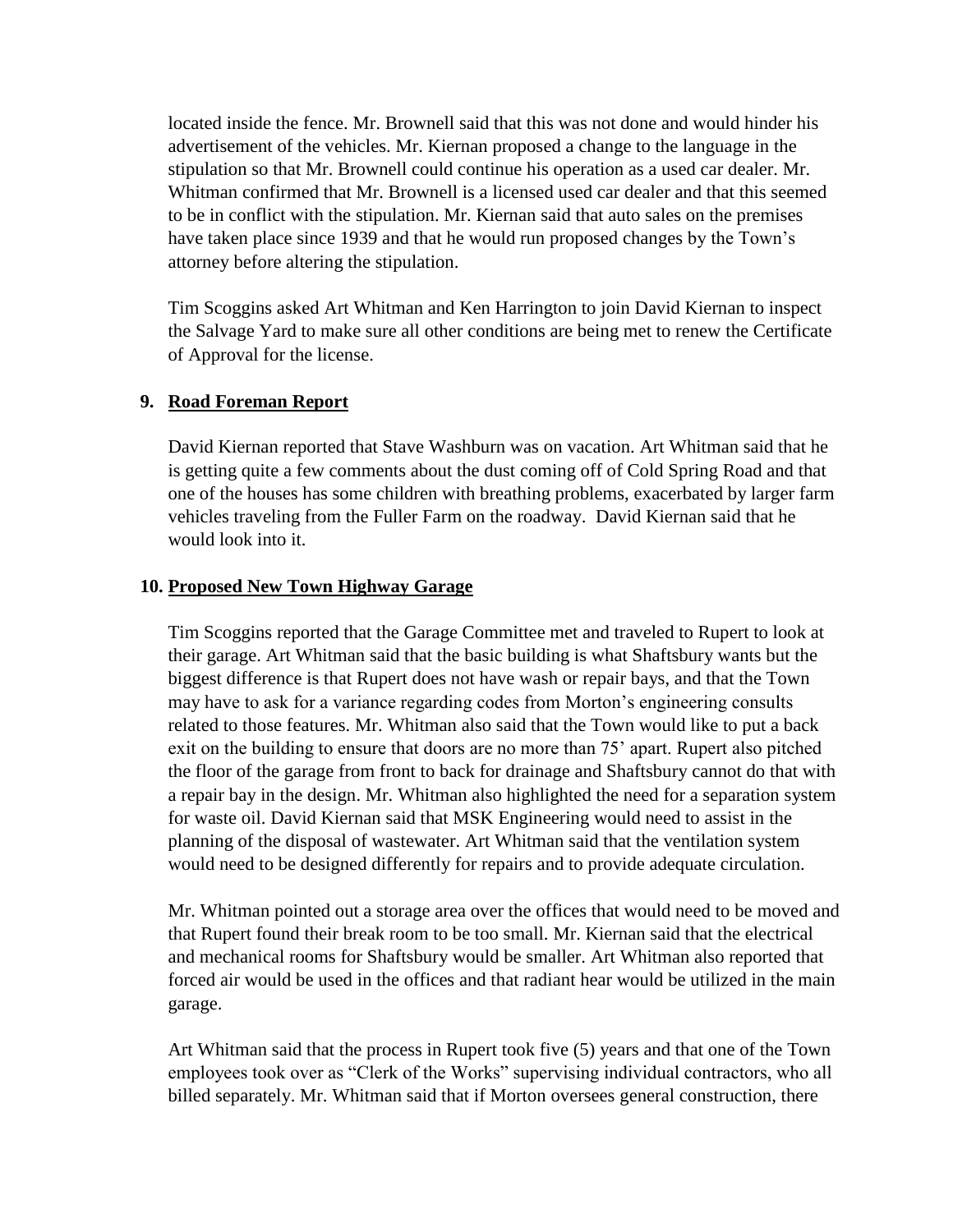located inside the fence. Mr. Brownell said that this was not done and would hinder his advertisement of the vehicles. Mr. Kiernan proposed a change to the language in the stipulation so that Mr. Brownell could continue his operation as a used car dealer. Mr. Whitman confirmed that Mr. Brownell is a licensed used car dealer and that this seemed to be in conflict with the stipulation. Mr. Kiernan said that auto sales on the premises have taken place since 1939 and that he would run proposed changes by the Town's attorney before altering the stipulation.

Tim Scoggins asked Art Whitman and Ken Harrington to join David Kiernan to inspect the Salvage Yard to make sure all other conditions are being met to renew the Certificate of Approval for the license.

**9. Road Foreman Report**

David Kiernan reported that Stave Washburn was on vacation. Art Whitman said that he is getting quite a few comments about the dust coming off of Cold Spring Road and that one of the houses has some children with breathing problems, exacerbated by larger farm vehicles traveling from the Fuller Farm on the roadway. David Kiernan said that he would look into it.

**10. Proposed New Town Highway Garage**

Tim Scoggins reported that the Garage Committee met and traveled to Rupert to look at their garage. Art Whitman said that the basic building is what Shaftsbury wants but the biggest difference is that Rupert does not have wash or repair bays, and that the Town may have to ask for a variance regarding codes from Morton's engineering consults related to those features. Mr. Whitman also said that the Town would like to put a back exit on the building to ensure that doors are no more than 75' apart. Rupert also pitched the floor of the garage from front to back for drainage and Shaftsbury cannot do that with a repair bay in the design. Mr. Whitman also highlighted the need for a separation system for waste oil. David Kiernan said that MSK Engineering would need to assist in the planning of the disposal of wastewater. Art Whitman said that the ventilation system would need to be designed differently for repairs and to provide adequate circulation.

Mr. Whitman pointed out a storage area over the offices that would need to be moved and that Rupert found their break room to be too small. Mr. Kiernan said that the electrical and mechanical rooms for Shaftsbury would be smaller. Art Whitman also reported that forced air would be used in the offices and that radiant hear would be utilized in the main garage.

Art Whitman said that the process in Rupert took five (5) years and that one of the Town employees took over as "Clerk of the Works" supervising individual contractors, who all billed separately. Mr. Whitman said that if Morton oversees general construction, there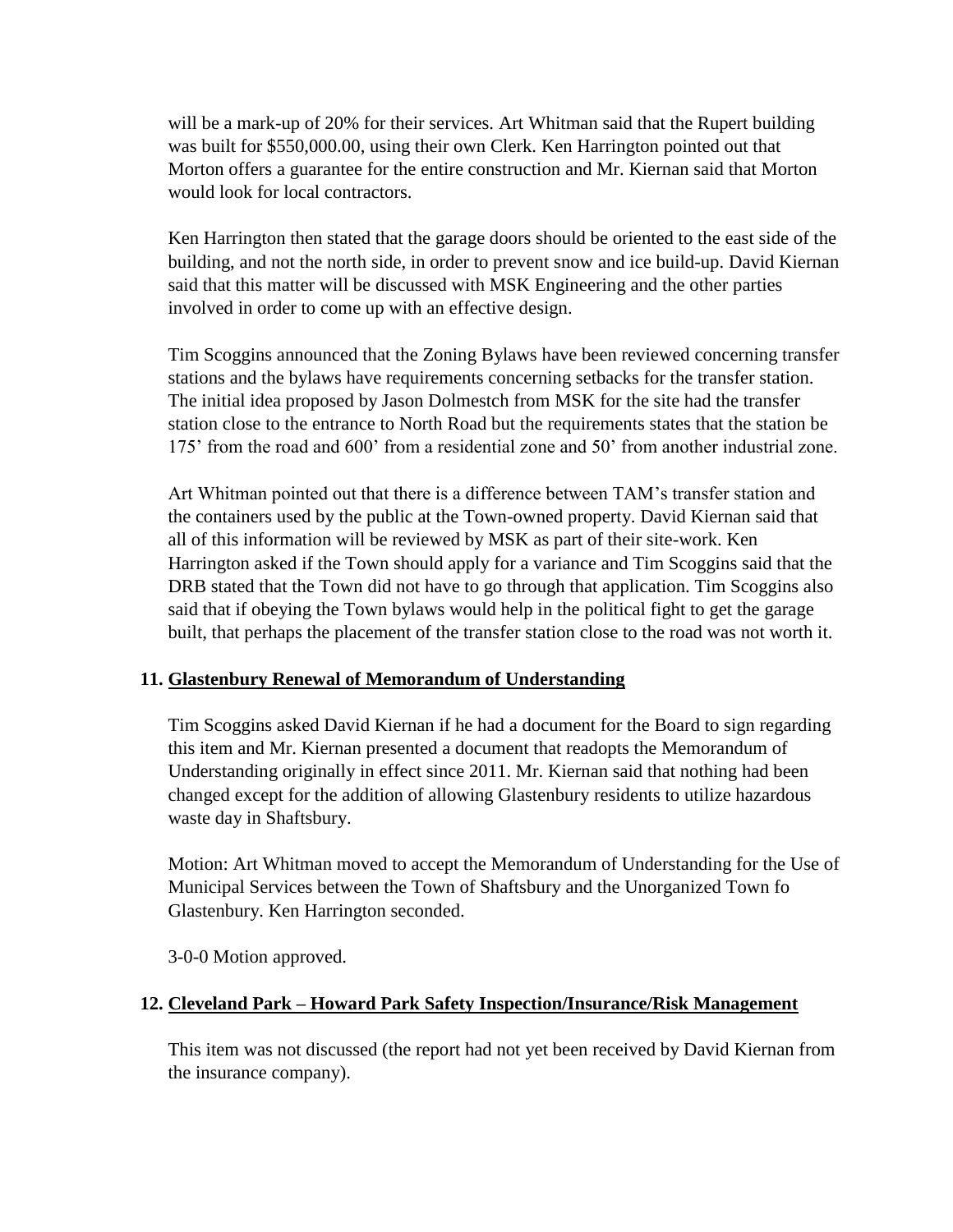will be a mark-up of 20% for their services. Art Whitman said that the Rupert building was built for $550,000.00, using their own Clerk. Ken Harrington pointed out that Morton offers a guarantee for the entire construction and Mr. Kiernan said that Morton would look for local contractors.

Ken Harrington then stated that the garage doors should be oriented to the east side of the building, and not the north side, in order to prevent snow and ice build-up. David Kiernan said that this matter will be discussed with MSK Engineering and the other parties involved in order to come up with an effective design.

Tim Scoggins announced that the Zoning Bylaws have been reviewed concerning transfer stations and the bylaws have requirements concerning setbacks for the transfer station. The initial idea proposed by Jason Dolmestch from MSK for the site had the transfer station close to the entrance to North Road but the requirements states that the station be 175' from the road and 600' from a residential zone and 50' from another industrial zone.

Art Whitman pointed out that there is a difference between TAM's transfer station and the containers used by the public at the Town-owned property. David Kiernan said that all of this information will be reviewed by MSK as part of their site-work. Ken Harrington asked if the Town should apply for a variance and Tim Scoggins said that the DRB stated that the Town did not have to go through that application. Tim Scoggins also said that if obeying the Town bylaws would help in the political fight to get the garage built, that perhaps the placement of the transfer station close to the road was not worth it.

**11. Glastenbury Renewal of Memorandum of Understanding**

Tim Scoggins asked David Kiernan if he had a document for the Board to sign regarding this item and Mr. Kiernan presented a document that readopts the Memorandum of Understanding originally in effect since 2011. Mr. Kiernan said that nothing had been changed except for the addition of allowing Glastenbury residents to utilize hazardous waste day in Shaftsbury.

Motion: Art Whitman moved to accept the Memorandum of Understanding for the Use of Municipal Services between the Town of Shaftsbury and the Unorganized Town fo Glastenbury. Ken Harrington seconded.

3-0-0 Motion approved.

**12. Cleveland Park – Howard Park Safety Inspection/Insurance/Risk Management**

This item was not discussed (the report had not yet been received by David Kiernan from the insurance company).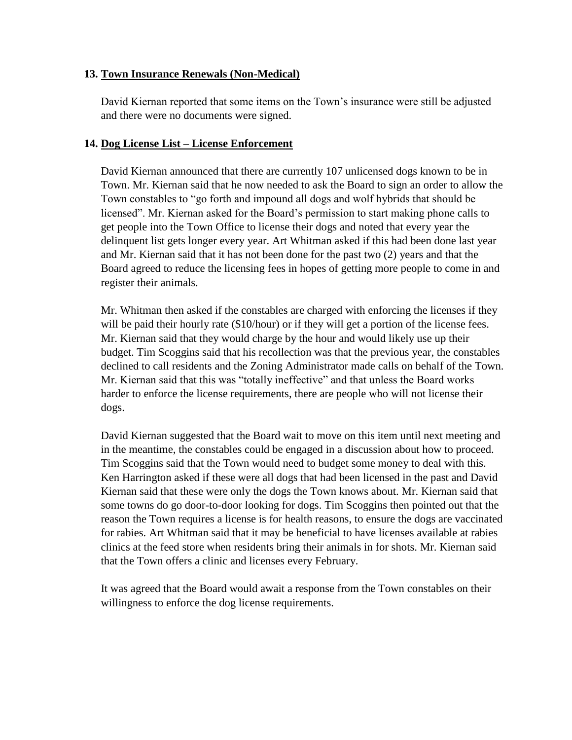**13. Town Insurance Renewals (Non-Medical)**

David Kiernan reported that some items on the Town's insurance were still be adjusted and there were no documents were signed.

**14. Dog License List – License Enforcement**

David Kiernan announced that there are currently 107 unlicensed dogs known to be in Town. Mr. Kiernan said that he now needed to ask the Board to sign an order to allow the Town constables to "go forth and impound all dogs and wolf hybrids that should be licensed". Mr. Kiernan asked for the Board's permission to start making phone calls to get people into the Town Office to license their dogs and noted that every year the delinquent list gets longer every year. Art Whitman asked if this had been done last year and Mr. Kiernan said that it has not been done for the past two (2) years and that the Board agreed to reduce the licensing fees in hopes of getting more people to come in and register their animals.

Mr. Whitman then asked if the constables are charged with enforcing the licenses if they will be paid their hourly rate ($10/hour) or if they will get a portion of the license fees. Mr. Kiernan said that they would charge by the hour and would likely use up their budget. Tim Scoggins said that his recollection was that the previous year, the constables declined to call residents and the Zoning Administrator made calls on behalf of the Town. Mr. Kiernan said that this was "totally ineffective" and that unless the Board works harder to enforce the license requirements, there are people who will not license their dogs.

David Kiernan suggested that the Board wait to move on this item until next meeting and in the meantime, the constables could be engaged in a discussion about how to proceed. Tim Scoggins said that the Town would need to budget some money to deal with this. Ken Harrington asked if these were all dogs that had been licensed in the past and David Kiernan said that these were only the dogs the Town knows about. Mr. Kiernan said that some towns do go door-to-door looking for dogs. Tim Scoggins then pointed out that the reason the Town requires a license is for health reasons, to ensure the dogs are vaccinated for rabies. Art Whitman said that it may be beneficial to have licenses available at rabies clinics at the feed store when residents bring their animals in for shots. Mr. Kiernan said that the Town offers a clinic and licenses every February.

It was agreed that the Board would await a response from the Town constables on their willingness to enforce the dog license requirements.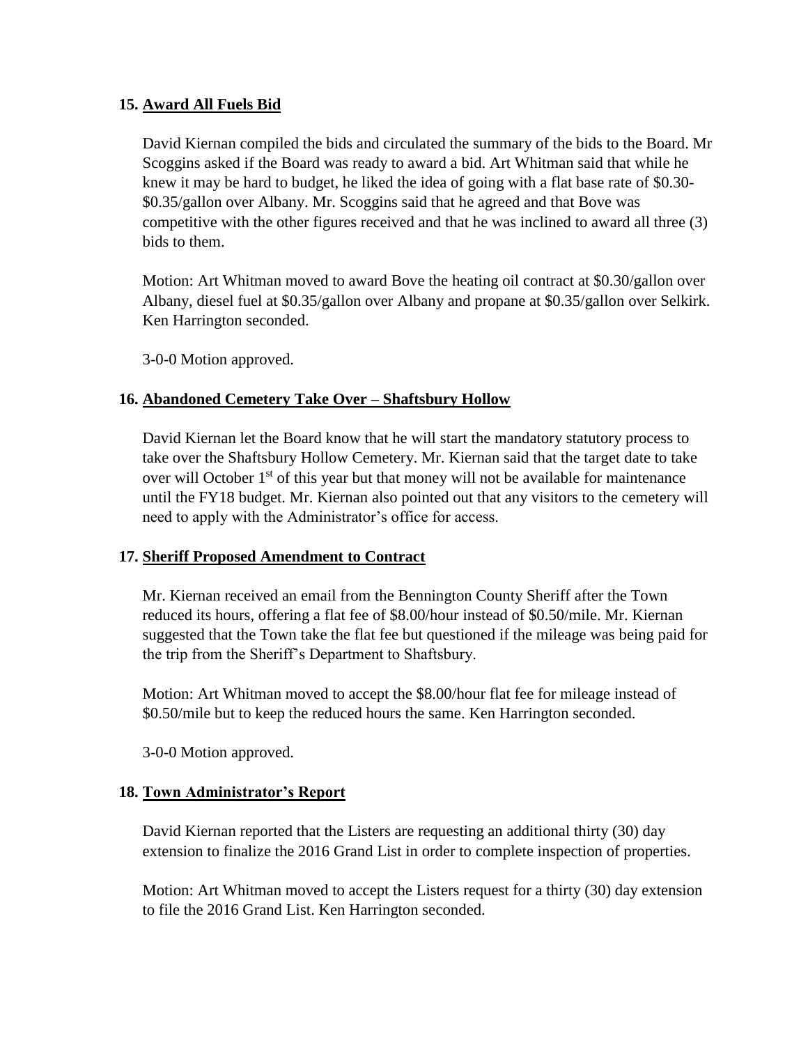**15. Award All Fuels Bid**

David Kiernan compiled the bids and circulated the summary of the bids to the Board. Mr Scoggins asked if the Board was ready to award a bid. Art Whitman said that while he knew it may be hard to budget, he liked the idea of going with a flat base rate of $0.30-$0.35/gallon over Albany. Mr. Scoggins said that he agreed and that Bove was competitive with the other figures received and that he was inclined to award all three (3) bids to them.

Motion: Art Whitman moved to award Bove the heating oil contract at $0.30/gallon over Albany, diesel fuel at $0.35/gallon over Albany and propane at $0.35/gallon over Selkirk. Ken Harrington seconded.

3-0-0 Motion approved.

**16. Abandoned Cemetery Take Over – Shaftsbury Hollow**

David Kiernan let the Board know that he will start the mandatory statutory process to take over the Shaftsbury Hollow Cemetery. Mr. Kiernan said that the target date to take over will October 1st of this year but that money will not be available for maintenance until the FY18 budget. Mr. Kiernan also pointed out that any visitors to the cemetery will need to apply with the Administrator's office for access.

**17. Sheriff Proposed Amendment to Contract**

Mr. Kiernan received an email from the Bennington County Sheriff after the Town reduced its hours, offering a flat fee of $8.00/hour instead of $0.50/mile. Mr. Kiernan suggested that the Town take the flat fee but questioned if the mileage was being paid for the trip from the Sheriff's Department to Shaftsbury.

Motion: Art Whitman moved to accept the $8.00/hour flat fee for mileage instead of $0.50/mile but to keep the reduced hours the same. Ken Harrington seconded.

3-0-0 Motion approved.

**18. Town Administrator's Report**

David Kiernan reported that the Listers are requesting an additional thirty (30) day extension to finalize the 2016 Grand List in order to complete inspection of properties.

Motion: Art Whitman moved to accept the Listers request for a thirty (30) day extension to file the 2016 Grand List. Ken Harrington seconded.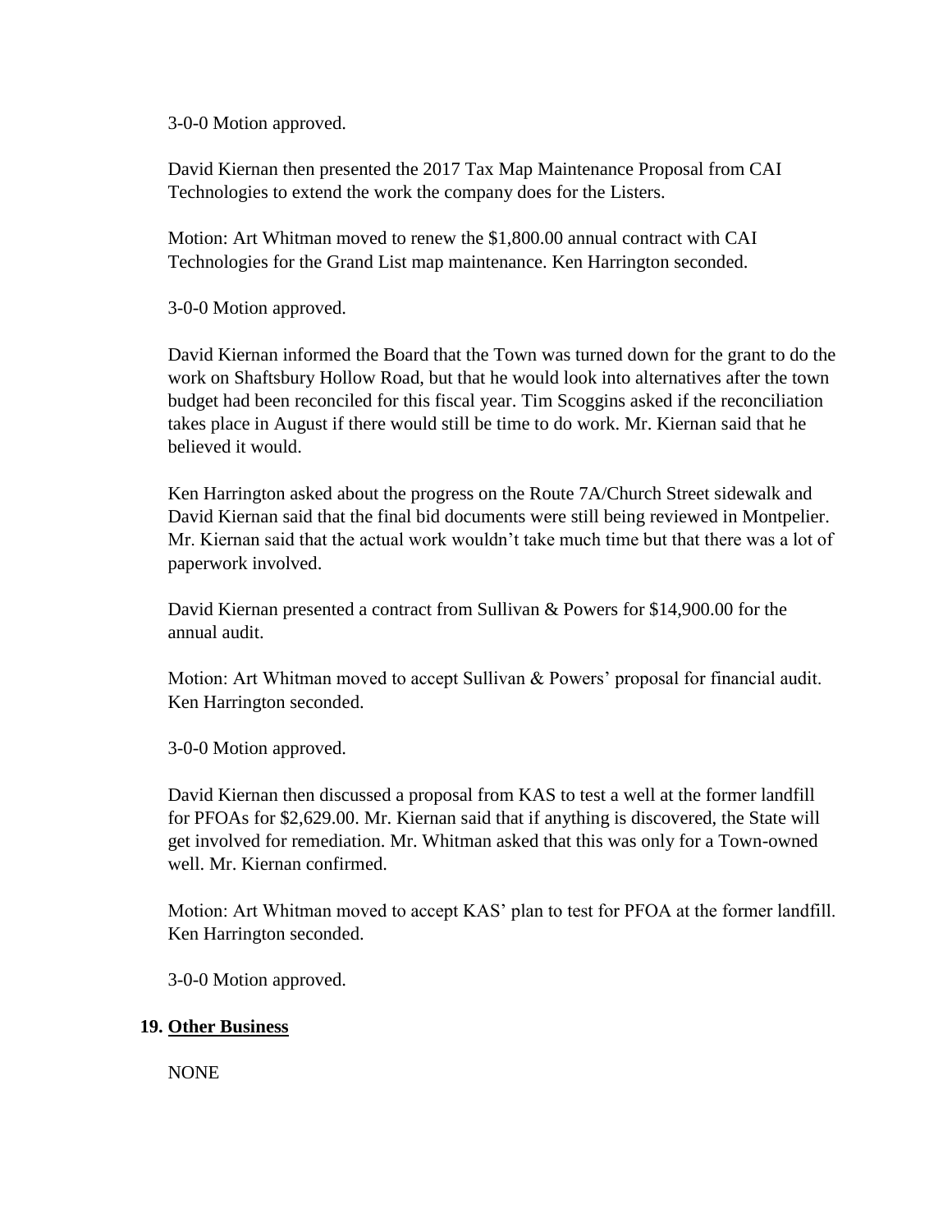3-0-0 Motion approved.

David Kiernan then presented the 2017 Tax Map Maintenance Proposal from CAI Technologies to extend the work the company does for the Listers.

Motion: Art Whitman moved to renew the $1,800.00 annual contract with CAI Technologies for the Grand List map maintenance. Ken Harrington seconded.

3-0-0 Motion approved.

David Kiernan informed the Board that the Town was turned down for the grant to do the work on Shaftsbury Hollow Road, but that he would look into alternatives after the town budget had been reconciled for this fiscal year. Tim Scoggins asked if the reconciliation takes place in August if there would still be time to do work. Mr. Kiernan said that he believed it would.

Ken Harrington asked about the progress on the Route 7A/Church Street sidewalk and David Kiernan said that the final bid documents were still being reviewed in Montpelier. Mr. Kiernan said that the actual work wouldn't take much time but that there was a lot of paperwork involved.

David Kiernan presented a contract from Sullivan & Powers for $14,900.00 for the annual audit.

Motion: Art Whitman moved to accept Sullivan & Powers' proposal for financial audit. Ken Harrington seconded.

3-0-0 Motion approved.

David Kiernan then discussed a proposal from KAS to test a well at the former landfill for PFOAs for $2,629.00. Mr. Kiernan said that if anything is discovered, the State will get involved for remediation. Mr. Whitman asked that this was only for a Town-owned well. Mr. Kiernan confirmed.

Motion: Art Whitman moved to accept KAS' plan to test for PFOA at the former landfill. Ken Harrington seconded.

3-0-0 Motion approved.

## 19. Other Business

NONE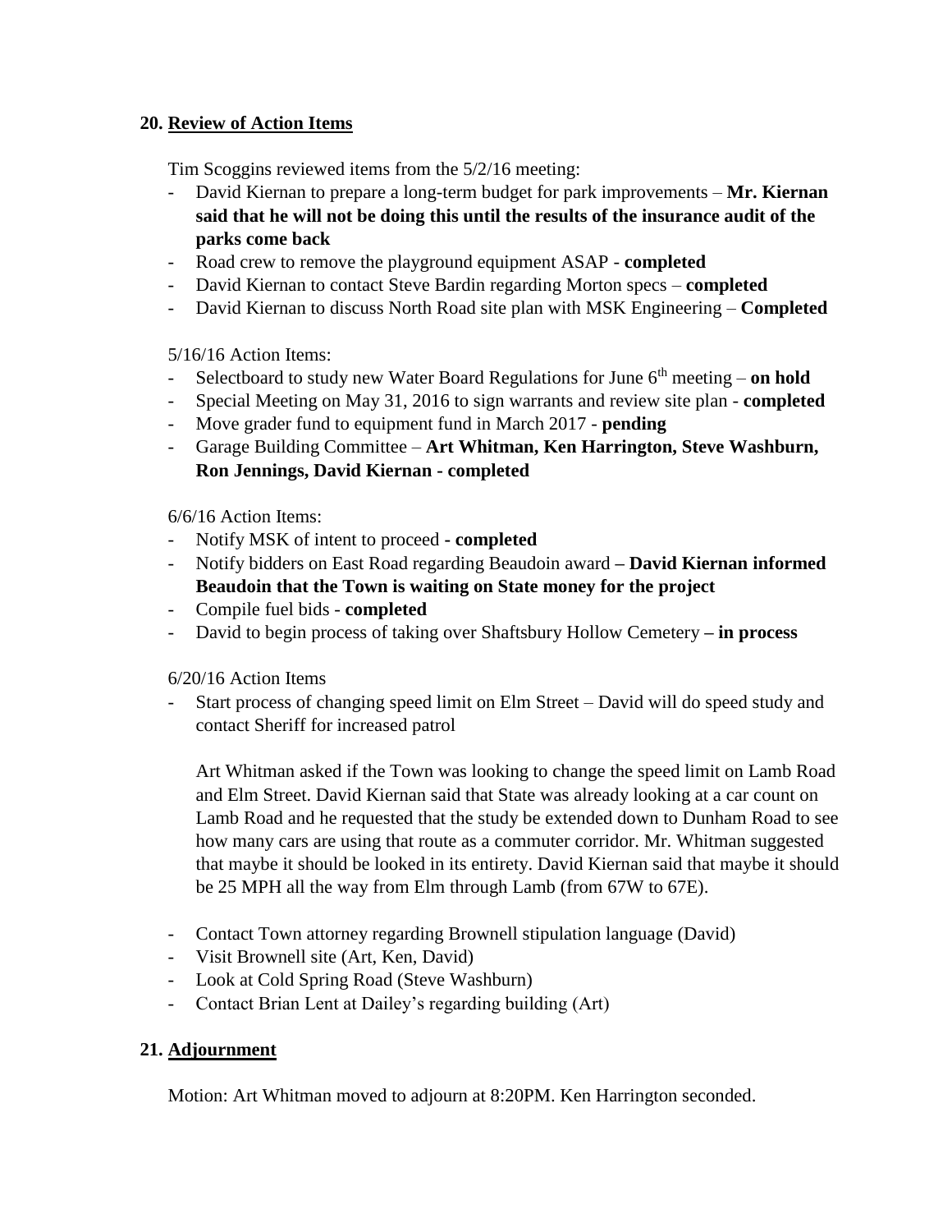## 20. Review of Action Items

Tim Scoggins reviewed items from the 5/2/16 meeting:

- David Kiernan to prepare a long-term budget for park improvements – **Mr. Kiernan said that he will not be doing this until the results of the insurance audit of the parks come back**
- Road crew to remove the playground equipment ASAP - **completed**
- David Kiernan to contact Steve Bardin regarding Morton specs – **completed**
- David Kiernan to discuss North Road site plan with MSK Engineering – **Completed**

5/16/16 Action Items:

- Selectboard to study new Water Board Regulations for June 6th meeting – **on hold**
- Special Meeting on May 31, 2016 to sign warrants and review site plan - **completed**
- Move grader fund to equipment fund in March 2017 - **pending**
- Garage Building Committee – **Art Whitman, Ken Harrington, Steve Washburn, Ron Jennings, David Kiernan - completed**

6/6/16 Action Items:

- Notify MSK of intent to proceed **- completed**
- Notify bidders on East Road regarding Beaudoin award **– David Kiernan informed Beaudoin that the Town is waiting on State money for the project**
- Compile fuel bids - **completed**
- David to begin process of taking over Shaftsbury Hollow Cemetery **– in process**

6/20/16 Action Items

- Start process of changing speed limit on Elm Street – David will do speed study and contact Sheriff for increased patrol

  Art Whitman asked if the Town was looking to change the speed limit on Lamb Road and Elm Street. David Kiernan said that State was already looking at a car count on Lamb Road and he requested that the study be extended down to Dunham Road to see how many cars are using that route as a commuter corridor. Mr. Whitman suggested that maybe it should be looked in its entirety. David Kiernan said that maybe it should be 25 MPH all the way from Elm through Lamb (from 67W to 67E).

- Contact Town attorney regarding Brownell stipulation language (David)
- Visit Brownell site (Art, Ken, David)
- Look at Cold Spring Road (Steve Washburn)
- Contact Brian Lent at Dailey's regarding building (Art)

## 21. Adjournment

Motion: Art Whitman moved to adjourn at 8:20PM. Ken Harrington seconded.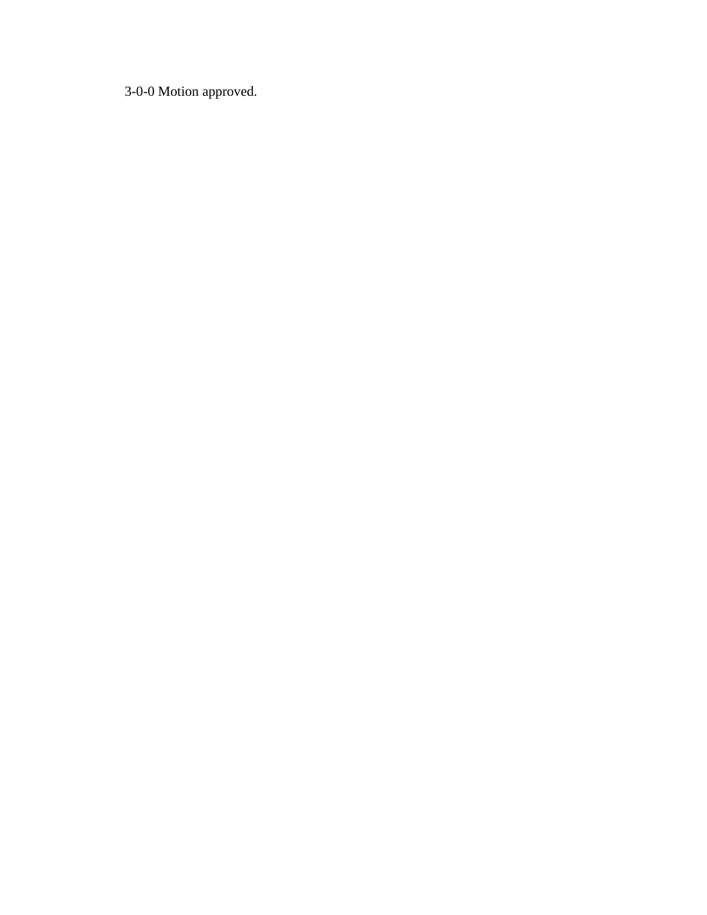3-0-0 Motion approved.